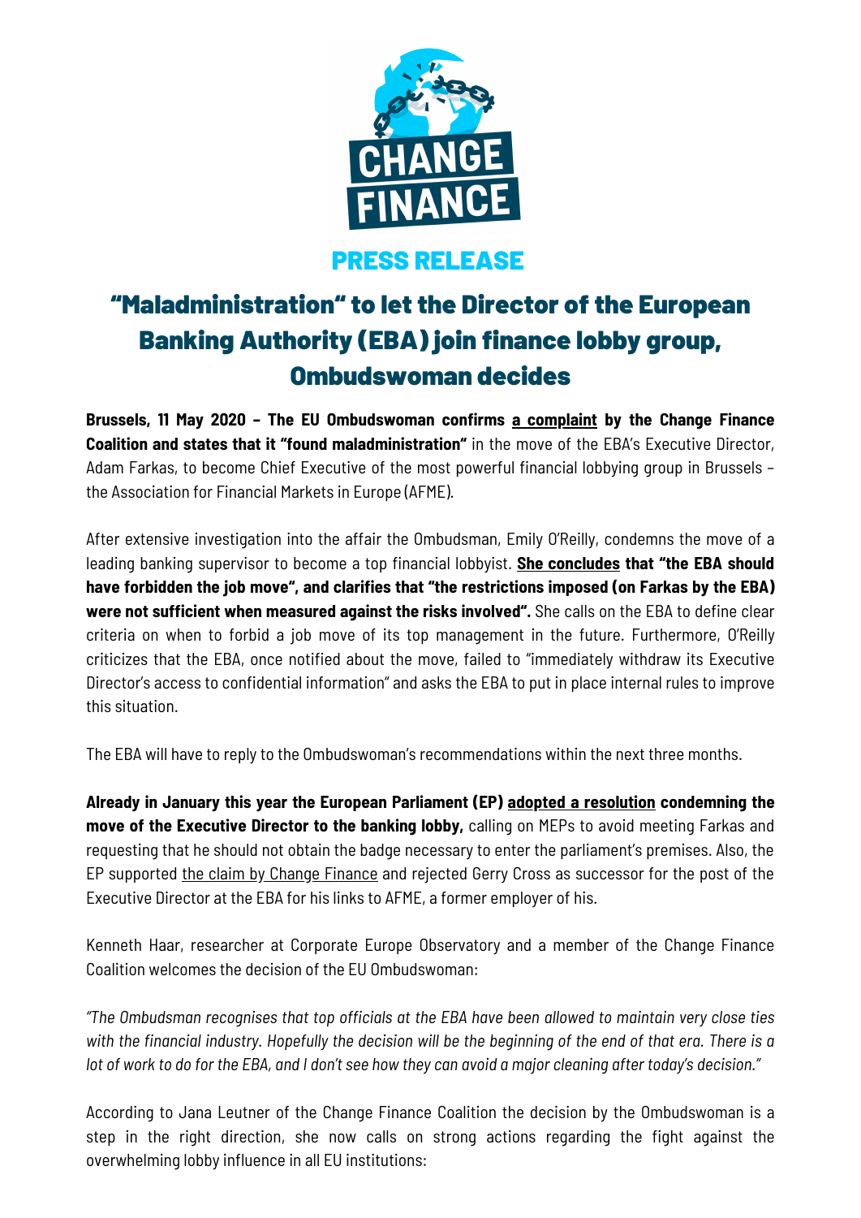**PRESS RELEASE**

# "Maladministration" to let the Director of the European Banking Authority (EBA) join finance lobby group, Ombudswoman decides

**Brussels, 11 May 2020 – The EU Ombudswoman confirms a complaint by the Change Finance Coalition and states that it "found maladministration"** in the move of the EBA's Executive Director, Adam Farkas, to become Chief Executive of the most powerful financial lobbying group in Brussels – the Association for Financial Markets in Europe (AFME).

After extensive investigation into the affair the Ombudsman, Emily O'Reilly, condemns the move of a leading banking supervisor to become a top financial lobbyist. **She concludes that "the EBA should have forbidden the job move", and clarifies that "the restrictions imposed (on Farkas by the EBA) were not sufficient when measured against the risks involved".** She calls on the EBA to define clear criteria on when to forbid a job move of its top management in the future. Furthermore, O'Reilly criticizes that the EBA, once notified about the move, failed to "immediately withdraw its Executive Director's access to confidential information" and asks the EBA to put in place internal rules to improve this situation.

The EBA will have to reply to the Ombudswoman's recommendations within the next three months.

**Already in January this year the European Parliament (EP) adopted a resolution condemning the move of the Executive Director to the banking lobby,** calling on MEPs to avoid meeting Farkas and requesting that he should not obtain the badge necessary to enter the parliament's premises. Also, the EP supported the claim by Change Finance and rejected Gerry Cross as successor for the post of the Executive Director at the EBA for his links to AFME, a former employer of his.

Kenneth Haar, researcher at Corporate Europe Observatory and a member of the Change Finance Coalition welcomes the decision of the EU Ombudswoman:

*"The Ombudsman recognises that top officials at the EBA have been allowed to maintain very close ties with the financial industry. Hopefully the decision will be the beginning of the end of that era. There is a lot of work to do for the EBA, and I don't see how they can avoid a major cleaning after today's decision."*

According to Jana Leutner of the Change Finance Coalition the decision by the Ombudswoman is a step in the right direction, she now calls on strong actions regarding the fight against the overwhelming lobby influence in all EU institutions: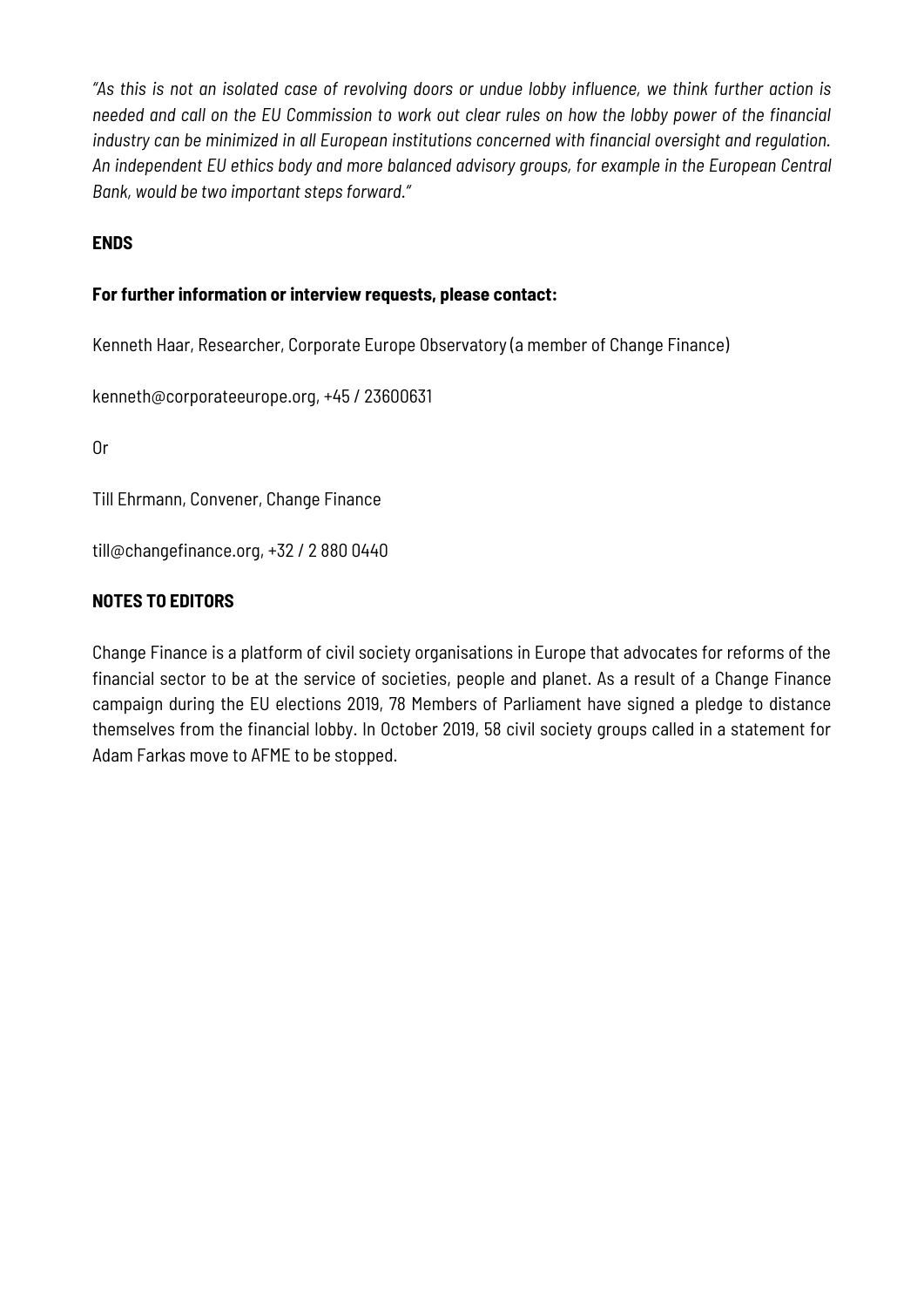*"As this is not an isolated case of revolving doors or undue lobby influence, we think further action is needed and call on the EU Commission to work out clear rules on how the lobby power of the financial industry can be minimized in all European institutions concerned with financial oversight and regulation. An independent EU ethics body and more balanced advisory groups, for example in the European Central Bank, would be two important steps forward."*

**ENDS**

**For further information or interview requests, please contact:**

Kenneth Haar, Researcher, Corporate Europe Observatory (a member of Change Finance)

kenneth@corporateeurope.org, +45 / 23600631

Or

Till Ehrmann, Convener, Change Finance

till@changefinance.org, +32 / 2 880 0440

**NOTES TO EDITORS**

Change Finance is a platform of civil society organisations in Europe that advocates for reforms of the financial sector to be at the service of societies, people and planet. As a result of a Change Finance campaign during the EU elections 2019, 78 Members of Parliament have signed a pledge to distance themselves from the financial lobby. In October 2019, 58 civil society groups called in a statement for Adam Farkas move to AFME to be stopped.